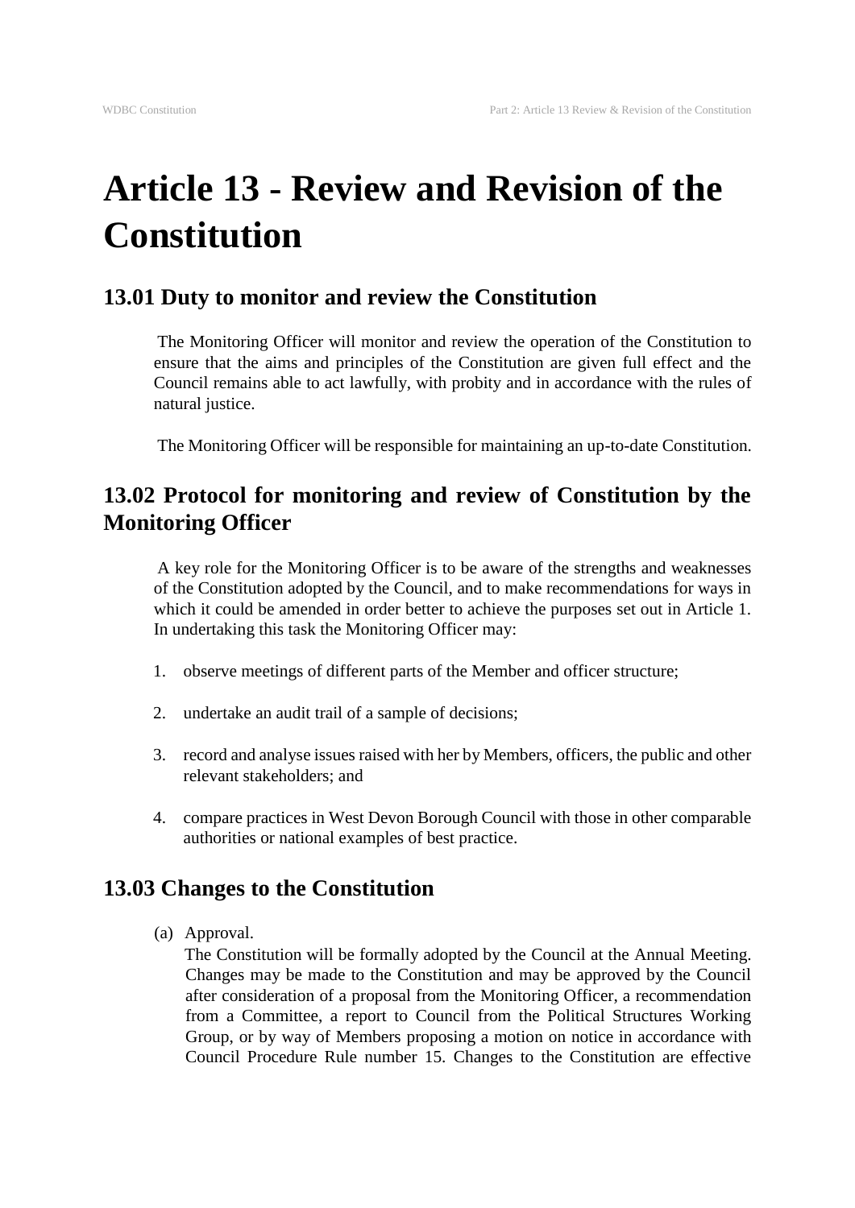# Article 13 - Review and Revision of the Constitution

## 13.01 Duty to monitor and review the Constitution

The Monitoring Officer will monitor and review the operation of the Constitution to ensure that the aims and principles of the Constitution are given full effect and the Council remains able to act lawfully, with probity and in accordance with the rules of natural justice.

The Monitoring Officer will be responsible for maintaining an up-to-date Constitution.

## 13.02 Protocol for monitoring and review of Constitution by the Monitoring Officer

A key role for the Monitoring Officer is to be aware of the strengths and weaknesses of the Constitution adopted by the Council, and to make recommendations for ways in which it could be amended in order better to achieve the purposes set out in Article 1. In undertaking this task the Monitoring Officer may:

1. observe meetings of different parts of the Member and officer structure;

2. undertake an audit trail of a sample of decisions;

3. record and analyse issues raised with her by Members, officers, the public and other relevant stakeholders; and

4. compare practices in West Devon Borough Council with those in other comparable authorities or national examples of best practice.

## 13.03 Changes to the Constitution

(a) Approval.
The Constitution will be formally adopted by the Council at the Annual Meeting. Changes may be made to the Constitution and may be approved by the Council after consideration of a proposal from the Monitoring Officer, a recommendation from a Committee, a report to Council from the Political Structures Working Group, or by way of Members proposing a motion on notice in accordance with Council Procedure Rule number 15. Changes to the Constitution are effective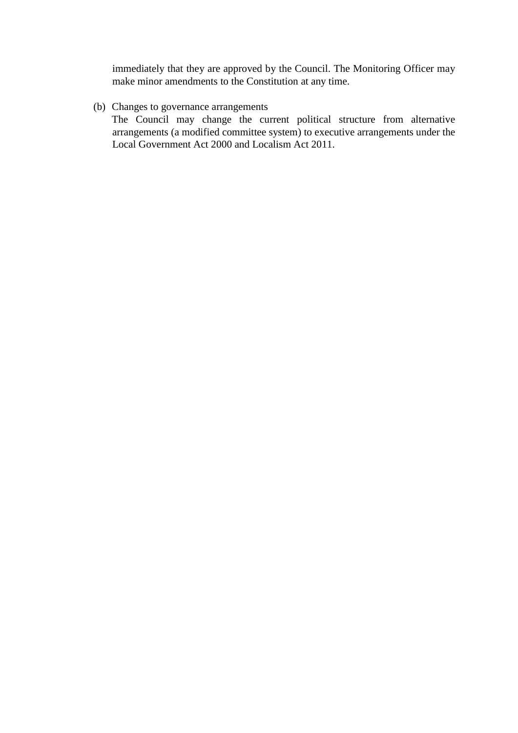immediately that they are approved by the Council. The Monitoring Officer may make minor amendments to the Constitution at any time.

(b) Changes to governance arrangements

The Council may change the current political structure from alternative arrangements (a modified committee system) to executive arrangements under the Local Government Act 2000 and Localism Act 2011.